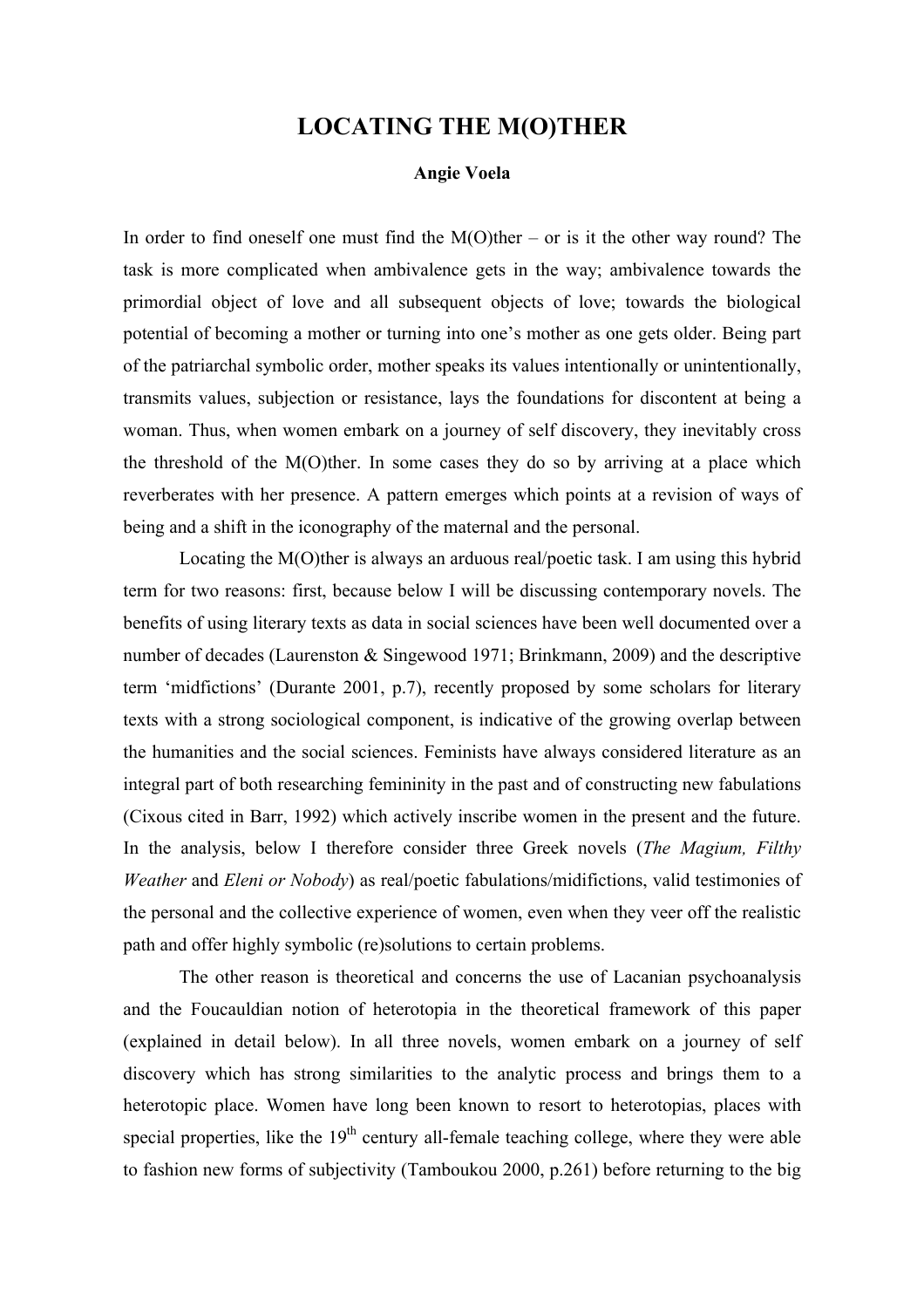# LOCATING THE M(O)THER

**Angie Voela**

In order to find oneself one must find the M(O)ther – or is it the other way round? The task is more complicated when ambivalence gets in the way; ambivalence towards the primordial object of love and all subsequent objects of love; towards the biological potential of becoming a mother or turning into one's mother as one gets older. Being part of the patriarchal symbolic order, mother speaks its values intentionally or unintentionally, transmits values, subjection or resistance, lays the foundations for discontent at being a woman. Thus, when women embark on a journey of self discovery, they inevitably cross the threshold of the M(O)ther. In some cases they do so by arriving at a place which reverberates with her presence. A pattern emerges which points at a revision of ways of being and a shift in the iconography of the maternal and the personal.

Locating the M(O)ther is always an arduous real/poetic task. I am using this hybrid term for two reasons: first, because below I will be discussing contemporary novels. The benefits of using literary texts as data in social sciences have been well documented over a number of decades (Laurenston & Singewood 1971; Brinkmann, 2009) and the descriptive term 'midfictions' (Durante 2001, p.7), recently proposed by some scholars for literary texts with a strong sociological component, is indicative of the growing overlap between the humanities and the social sciences. Feminists have always considered literature as an integral part of both researching femininity in the past and of constructing new fabulations (Cixous cited in Barr, 1992) which actively inscribe women in the present and the future. In the analysis, below I therefore consider three Greek novels (*The Magium, Filthy Weather* and *Eleni or Nobody*) as real/poetic fabulations/midifictions, valid testimonies of the personal and the collective experience of women, even when they veer off the realistic path and offer highly symbolic (re)solutions to certain problems.

The other reason is theoretical and concerns the use of Lacanian psychoanalysis and the Foucauldian notion of heterotopia in the theoretical framework of this paper (explained in detail below). In all three novels, women embark on a journey of self discovery which has strong similarities to the analytic process and brings them to a heterotopic place. Women have long been known to resort to heterotopias, places with special properties, like the 19th century all-female teaching college, where they were able to fashion new forms of subjectivity (Tamboukou 2000, p.261) before returning to the big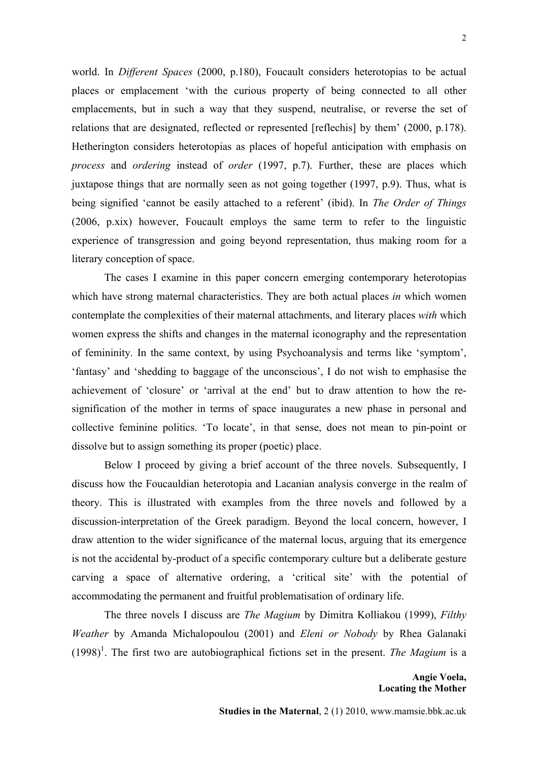world. In *Different Spaces* (2000, p.180), Foucault considers heterotopias to be actual places or emplacement 'with the curious property of being connected to all other emplacements, but in such a way that they suspend, neutralise, or reverse the set of relations that are designated, reflected or represented [reflechis] by them' (2000, p.178). Hetherington considers heterotopias as places of hopeful anticipation with emphasis on *process* and *ordering* instead of *order* (1997, p.7). Further, these are places which juxtapose things that are normally seen as not going together (1997, p.9). Thus, what is being signified 'cannot be easily attached to a referent' (ibid). In *The Order of Things* (2006, p.xix) however, Foucault employs the same term to refer to the linguistic experience of transgression and going beyond representation, thus making room for a literary conception of space.

The cases I examine in this paper concern emerging contemporary heterotopias which have strong maternal characteristics. They are both actual places *in* which women contemplate the complexities of their maternal attachments, and literary places *with* which women express the shifts and changes in the maternal iconography and the representation of femininity. In the same context, by using Psychoanalysis and terms like 'symptom', 'fantasy' and 'shedding to baggage of the unconscious', I do not wish to emphasise the achievement of 'closure' or 'arrival at the end' but to draw attention to how the re-signification of the mother in terms of space inaugurates a new phase in personal and collective feminine politics. 'To locate', in that sense, does not mean to pin-point or dissolve but to assign something its proper (poetic) place.

Below I proceed by giving a brief account of the three novels. Subsequently, I discuss how the Foucauldian heterotopia and Lacanian analysis converge in the realm of theory. This is illustrated with examples from the three novels and followed by a discussion-interpretation of the Greek paradigm. Beyond the local concern, however, I draw attention to the wider significance of the maternal locus, arguing that its emergence is not the accidental by-product of a specific contemporary culture but a deliberate gesture carving a space of alternative ordering, a 'critical site' with the potential of accommodating the permanent and fruitful problematisation of ordinary life.

The three novels I discuss are *The Magium* by Dimitra Kolliakou (1999), *Filthy Weather* by Amanda Michalopoulou (2001) and *Eleni or Nobody* by Rhea Galanaki (1998)[1]. The first two are autobiographical fictions set in the present. *The Magium* is a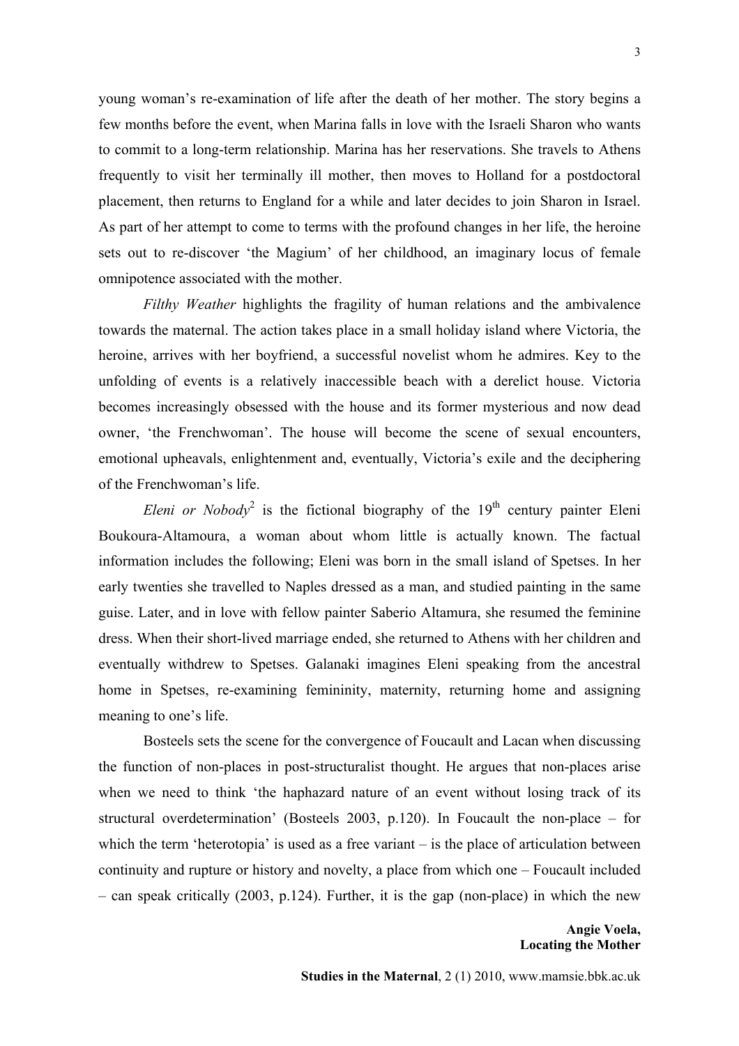young woman's re-examination of life after the death of her mother. The story begins a few months before the event, when Marina falls in love with the Israeli Sharon who wants to commit to a long-term relationship. Marina has her reservations. She travels to Athens frequently to visit her terminally ill mother, then moves to Holland for a postdoctoral placement, then returns to England for a while and later decides to join Sharon in Israel. As part of her attempt to come to terms with the profound changes in her life, the heroine sets out to re-discover 'the Magium' of her childhood, an imaginary locus of female omnipotence associated with the mother.

*Filthy Weather* highlights the fragility of human relations and the ambivalence towards the maternal. The action takes place in a small holiday island where Victoria, the heroine, arrives with her boyfriend, a successful novelist whom he admires. Key to the unfolding of events is a relatively inaccessible beach with a derelict house. Victoria becomes increasingly obsessed with the house and its former mysterious and now dead owner, 'the Frenchwoman'. The house will become the scene of sexual encounters, emotional upheavals, enlightenment and, eventually, Victoria's exile and the deciphering of the Frenchwoman's life.

*Eleni or Nobody*[2] is the fictional biography of the 19th century painter Eleni Boukoura-Altamoura, a woman about whom little is actually known. The factual information includes the following; Eleni was born in the small island of Spetses. In her early twenties she travelled to Naples dressed as a man, and studied painting in the same guise. Later, and in love with fellow painter Saberio Altamura, she resumed the feminine dress. When their short-lived marriage ended, she returned to Athens with her children and eventually withdrew to Spetses. Galanaki imagines Eleni speaking from the ancestral home in Spetses, re-examining femininity, maternity, returning home and assigning meaning to one's life.

Bosteels sets the scene for the convergence of Foucault and Lacan when discussing the function of non-places in post-structuralist thought. He argues that non-places arise when we need to think 'the haphazard nature of an event without losing track of its structural overdetermination' (Bosteels 2003, p.120). In Foucault the non-place – for which the term 'heterotopia' is used as a free variant – is the place of articulation between continuity and rupture or history and novelty, a place from which one – Foucault included – can speak critically (2003, p.124). Further, it is the gap (non-place) in which the new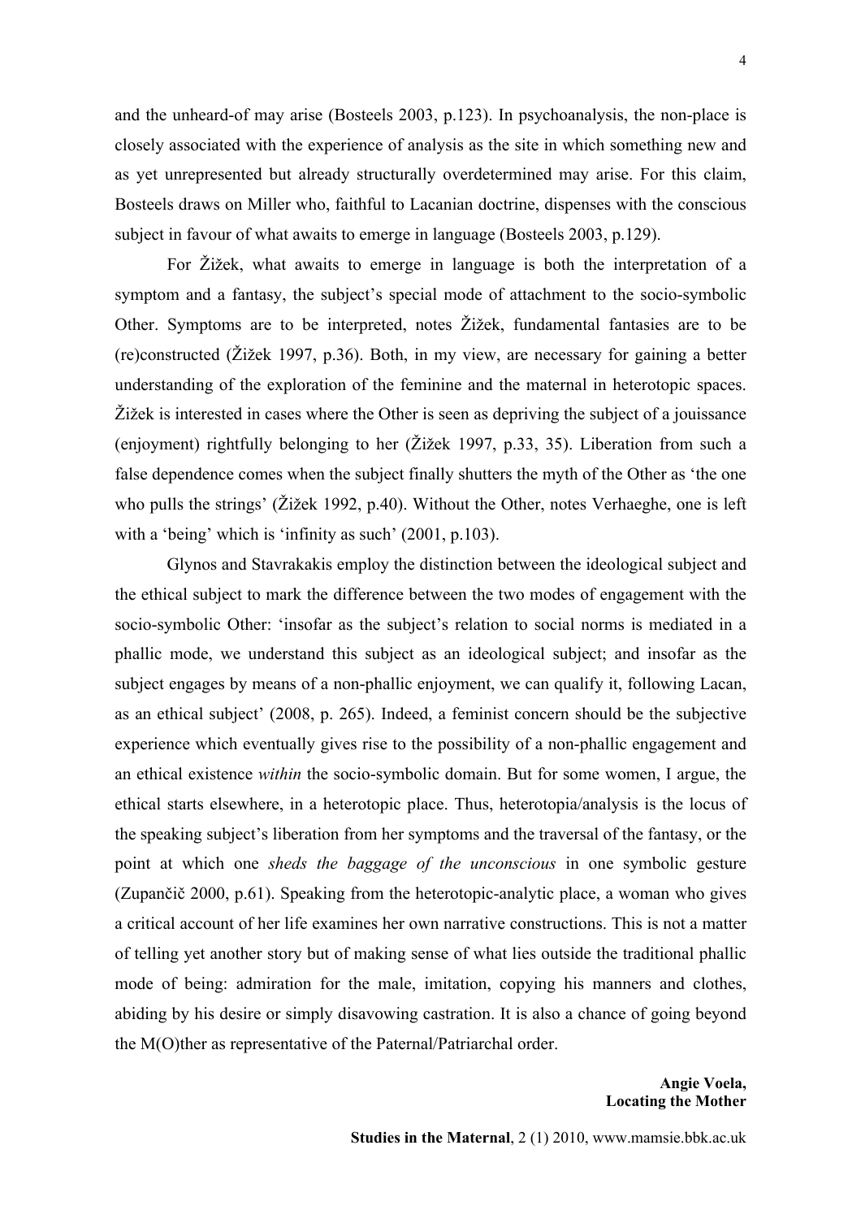and the unheard-of may arise (Bosteels 2003, p.123). In psychoanalysis, the non-place is closely associated with the experience of analysis as the site in which something new and as yet unrepresented but already structurally overdetermined may arise. For this claim, Bosteels draws on Miller who, faithful to Lacanian doctrine, dispenses with the conscious subject in favour of what awaits to emerge in language (Bosteels 2003, p.129).

For Žižek, what awaits to emerge in language is both the interpretation of a symptom and a fantasy, the subject's special mode of attachment to the socio-symbolic Other. Symptoms are to be interpreted, notes Žižek, fundamental fantasies are to be (re)constructed (Žižek 1997, p.36). Both, in my view, are necessary for gaining a better understanding of the exploration of the feminine and the maternal in heterotopic spaces. Žižek is interested in cases where the Other is seen as depriving the subject of a jouissance (enjoyment) rightfully belonging to her (Žižek 1997, p.33, 35). Liberation from such a false dependence comes when the subject finally shutters the myth of the Other as 'the one who pulls the strings' (Žižek 1992, p.40). Without the Other, notes Verhaeghe, one is left with a 'being' which is 'infinity as such' (2001, p.103).

Glynos and Stavrakakis employ the distinction between the ideological subject and the ethical subject to mark the difference between the two modes of engagement with the socio-symbolic Other: 'insofar as the subject's relation to social norms is mediated in a phallic mode, we understand this subject as an ideological subject; and insofar as the subject engages by means of a non-phallic enjoyment, we can qualify it, following Lacan, as an ethical subject' (2008, p. 265). Indeed, a feminist concern should be the subjective experience which eventually gives rise to the possibility of a non-phallic engagement and an ethical existence *within* the socio-symbolic domain. But for some women, I argue, the ethical starts elsewhere, in a heterotopic place. Thus, heterotopia/analysis is the locus of the speaking subject's liberation from her symptoms and the traversal of the fantasy, or the point at which one *sheds the baggage of the unconscious* in one symbolic gesture (Zupančič 2000, p.61). Speaking from the heterotopic-analytic place, a woman who gives a critical account of her life examines her own narrative constructions. This is not a matter of telling yet another story but of making sense of what lies outside the traditional phallic mode of being: admiration for the male, imitation, copying his manners and clothes, abiding by his desire or simply disavowing castration. It is also a chance of going beyond the M(O)ther as representative of the Paternal/Patriarchal order.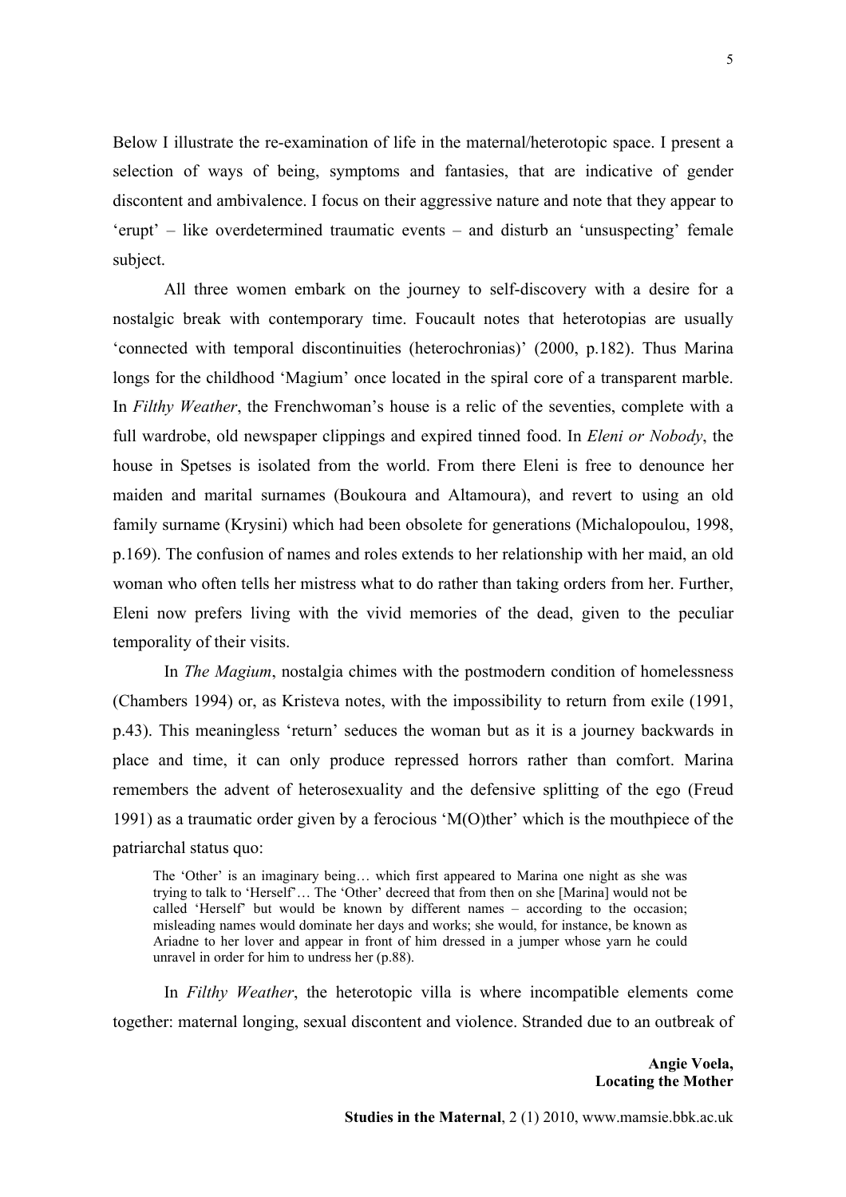Below I illustrate the re-examination of life in the maternal/heterotopic space. I present a selection of ways of being, symptoms and fantasies, that are indicative of gender discontent and ambivalence. I focus on their aggressive nature and note that they appear to 'erupt' – like overdetermined traumatic events – and disturb an 'unsuspecting' female subject.

All three women embark on the journey to self-discovery with a desire for a nostalgic break with contemporary time. Foucault notes that heterotopias are usually 'connected with temporal discontinuities (heterochronias)' (2000, p.182). Thus Marina longs for the childhood 'Magium' once located in the spiral core of a transparent marble. In *Filthy Weather*, the Frenchwoman's house is a relic of the seventies, complete with a full wardrobe, old newspaper clippings and expired tinned food. In *Eleni or Nobody*, the house in Spetses is isolated from the world. From there Eleni is free to denounce her maiden and marital surnames (Boukoura and Altamoura), and revert to using an old family surname (Krysini) which had been obsolete for generations (Michalopoulou, 1998, p.169). The confusion of names and roles extends to her relationship with her maid, an old woman who often tells her mistress what to do rather than taking orders from her. Further, Eleni now prefers living with the vivid memories of the dead, given to the peculiar temporality of their visits.

In *The Magium*, nostalgia chimes with the postmodern condition of homelessness (Chambers 1994) or, as Kristeva notes, with the impossibility to return from exile (1991, p.43). This meaningless 'return' seduces the woman but as it is a journey backwards in place and time, it can only produce repressed horrors rather than comfort. Marina remembers the advent of heterosexuality and the defensive splitting of the ego (Freud 1991) as a traumatic order given by a ferocious 'M(O)ther' which is the mouthpiece of the patriarchal status quo:

> The 'Other' is an imaginary being… which first appeared to Marina one night as she was trying to talk to 'Herself'… The 'Other' decreed that from then on she [Marina] would not be called 'Herself' but would be known by different names – according to the occasion; misleading names would dominate her days and works; she would, for instance, be known as Ariadne to her lover and appear in front of him dressed in a jumper whose yarn he could unravel in order for him to undress her (p.88).

In *Filthy Weather*, the heterotopic villa is where incompatible elements come together: maternal longing, sexual discontent and violence. Stranded due to an outbreak of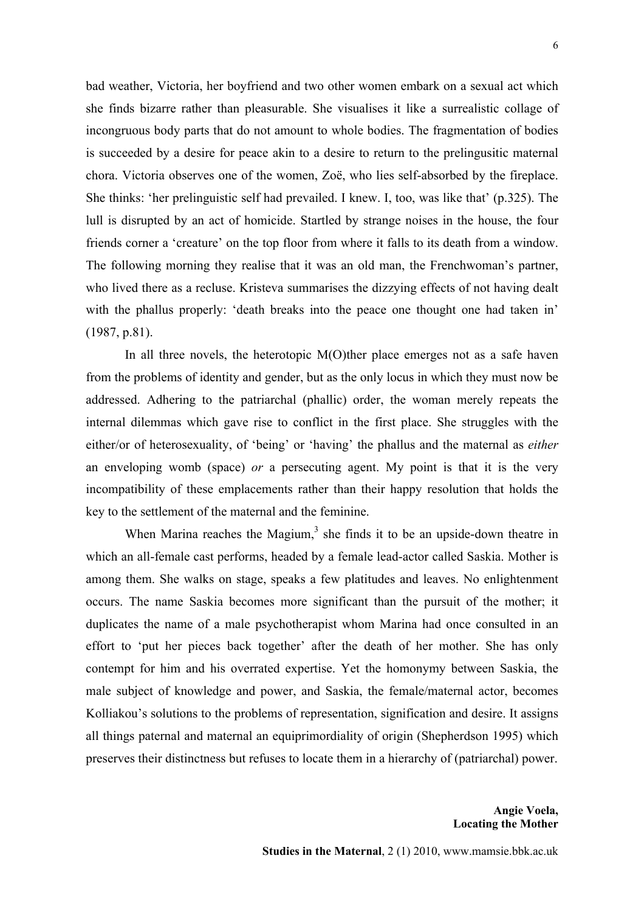bad weather, Victoria, her boyfriend and two other women embark on a sexual act which she finds bizarre rather than pleasurable. She visualises it like a surrealistic collage of incongruous body parts that do not amount to whole bodies. The fragmentation of bodies is succeeded by a desire for peace akin to a desire to return to the prelingusitic maternal chora. Victoria observes one of the women, Zoë, who lies self-absorbed by the fireplace. She thinks: 'her prelinguistic self had prevailed. I knew. I, too, was like that' (p.325). The lull is disrupted by an act of homicide. Startled by strange noises in the house, the four friends corner a 'creature' on the top floor from where it falls to its death from a window. The following morning they realise that it was an old man, the Frenchwoman's partner, who lived there as a recluse. Kristeva summarises the dizzying effects of not having dealt with the phallus properly: 'death breaks into the peace one thought one had taken in' (1987, p.81).

In all three novels, the heterotopic M(O)ther place emerges not as a safe haven from the problems of identity and gender, but as the only locus in which they must now be addressed. Adhering to the patriarchal (phallic) order, the woman merely repeats the internal dilemmas which gave rise to conflict in the first place. She struggles with the either/or of heterosexuality, of 'being' or 'having' the phallus and the maternal as *either* an enveloping womb (space) *or* a persecuting agent. My point is that it is the very incompatibility of these emplacements rather than their happy resolution that holds the key to the settlement of the maternal and the feminine.

When Marina reaches the Magium,[3] she finds it to be an upside-down theatre in which an all-female cast performs, headed by a female lead-actor called Saskia. Mother is among them. She walks on stage, speaks a few platitudes and leaves. No enlightenment occurs. The name Saskia becomes more significant than the pursuit of the mother; it duplicates the name of a male psychotherapist whom Marina had once consulted in an effort to 'put her pieces back together' after the death of her mother. She has only contempt for him and his overrated expertise. Yet the homonymy between Saskia, the male subject of knowledge and power, and Saskia, the female/maternal actor, becomes Kolliakou's solutions to the problems of representation, signification and desire. It assigns all things paternal and maternal an equiprimordiality of origin (Shepherdson 1995) which preserves their distinctness but refuses to locate them in a hierarchy of (patriarchal) power.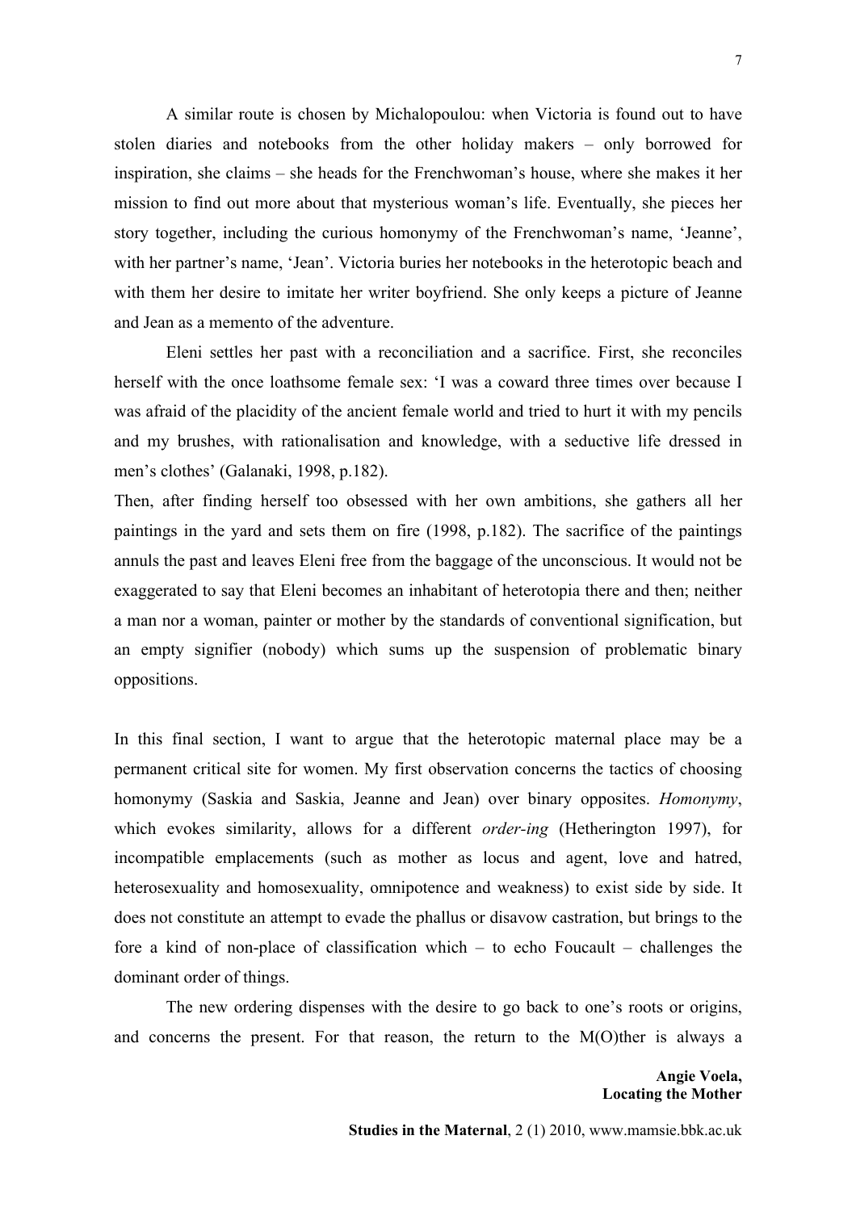A similar route is chosen by Michalopoulou: when Victoria is found out to have stolen diaries and notebooks from the other holiday makers – only borrowed for inspiration, she claims – she heads for the Frenchwoman's house, where she makes it her mission to find out more about that mysterious woman's life. Eventually, she pieces her story together, including the curious homonymy of the Frenchwoman's name, 'Jeanne', with her partner's name, 'Jean'. Victoria buries her notebooks in the heterotopic beach and with them her desire to imitate her writer boyfriend. She only keeps a picture of Jeanne and Jean as a memento of the adventure.

Eleni settles her past with a reconciliation and a sacrifice. First, she reconciles herself with the once loathsome female sex: 'I was a coward three times over because I was afraid of the placidity of the ancient female world and tried to hurt it with my pencils and my brushes, with rationalisation and knowledge, with a seductive life dressed in men's clothes' (Galanaki, 1998, p.182).

Then, after finding herself too obsessed with her own ambitions, she gathers all her paintings in the yard and sets them on fire (1998, p.182). The sacrifice of the paintings annuls the past and leaves Eleni free from the baggage of the unconscious. It would not be exaggerated to say that Eleni becomes an inhabitant of heterotopia there and then; neither a man nor a woman, painter or mother by the standards of conventional signification, but an empty signifier (nobody) which sums up the suspension of problematic binary oppositions.

In this final section, I want to argue that the heterotopic maternal place may be a permanent critical site for women. My first observation concerns the tactics of choosing homonymy (Saskia and Saskia, Jeanne and Jean) over binary opposites. *Homonymy*, which evokes similarity, allows for a different *order-ing* (Hetherington 1997), for incompatible emplacements (such as mother as locus and agent, love and hatred, heterosexuality and homosexuality, omnipotence and weakness) to exist side by side. It does not constitute an attempt to evade the phallus or disavow castration, but brings to the fore a kind of non-place of classification which – to echo Foucault – challenges the dominant order of things.

The new ordering dispenses with the desire to go back to one's roots or origins, and concerns the present. For that reason, the return to the M(O)ther is always a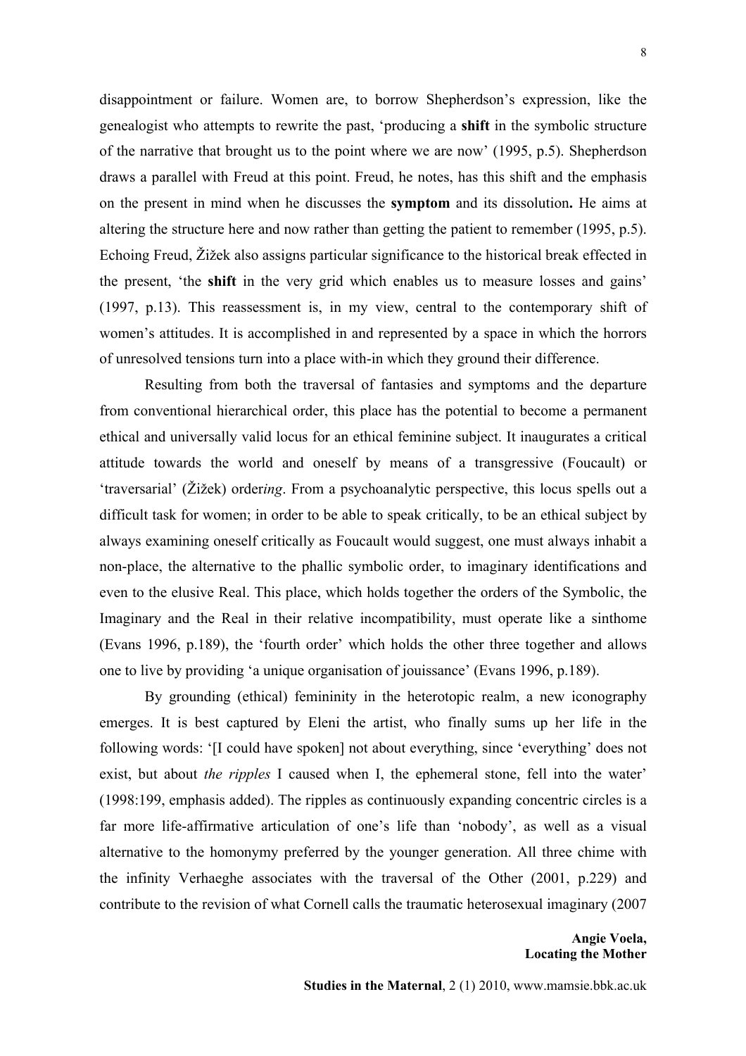disappointment or failure. Women are, to borrow Shepherdson's expression, like the genealogist who attempts to rewrite the past, 'producing a **shift** in the symbolic structure of the narrative that brought us to the point where we are now' (1995, p.5). Shepherdson draws a parallel with Freud at this point. Freud, he notes, has this shift and the emphasis on the present in mind when he discusses the **symptom** and its dissolution**.** He aims at altering the structure here and now rather than getting the patient to remember (1995, p.5). Echoing Freud, Žižek also assigns particular significance to the historical break effected in the present, 'the **shift** in the very grid which enables us to measure losses and gains' (1997, p.13). This reassessment is, in my view, central to the contemporary shift of women's attitudes. It is accomplished in and represented by a space in which the horrors of unresolved tensions turn into a place with-in which they ground their difference.

Resulting from both the traversal of fantasies and symptoms and the departure from conventional hierarchical order, this place has the potential to become a permanent ethical and universally valid locus for an ethical feminine subject. It inaugurates a critical attitude towards the world and oneself by means of a transgressive (Foucault) or 'traversarial' (Žižek) order*ing*. From a psychoanalytic perspective, this locus spells out a difficult task for women; in order to be able to speak critically, to be an ethical subject by always examining oneself critically as Foucault would suggest, one must always inhabit a non-place, the alternative to the phallic symbolic order, to imaginary identifications and even to the elusive Real. This place, which holds together the orders of the Symbolic, the Imaginary and the Real in their relative incompatibility, must operate like a sinthome (Evans 1996, p.189), the 'fourth order' which holds the other three together and allows one to live by providing 'a unique organisation of jouissance' (Evans 1996, p.189).

By grounding (ethical) femininity in the heterotopic realm, a new iconography emerges. It is best captured by Eleni the artist, who finally sums up her life in the following words: '[I could have spoken] not about everything, since 'everything' does not exist, but about *the ripples* I caused when I, the ephemeral stone, fell into the water' (1998:199, emphasis added). The ripples as continuously expanding concentric circles is a far more life-affirmative articulation of one's life than 'nobody', as well as a visual alternative to the homonymy preferred by the younger generation. All three chime with the infinity Verhaeghe associates with the traversal of the Other (2001, p.229) and contribute to the revision of what Cornell calls the traumatic heterosexual imaginary (2007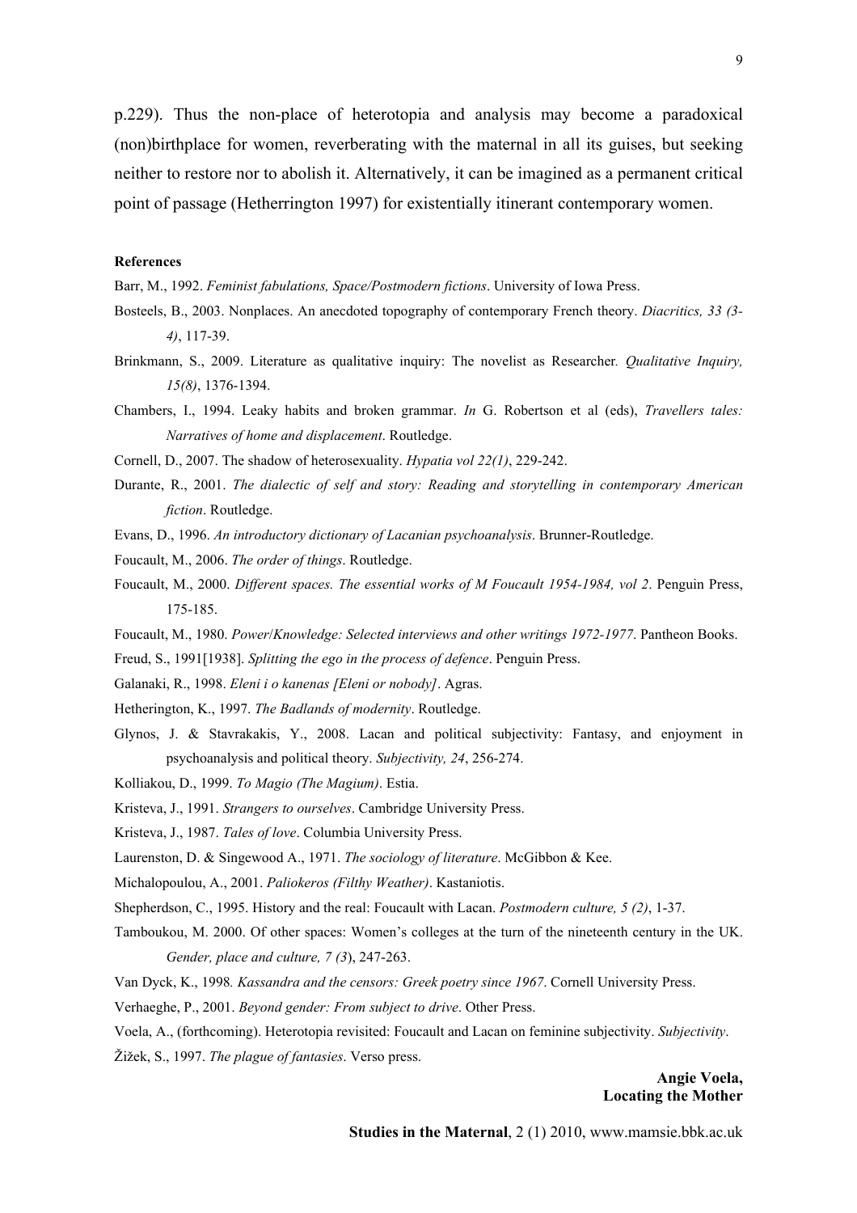p.229). Thus the non-place of heterotopia and analysis may become a paradoxical (non)birthplace for women, reverberating with the maternal in all its guises, but seeking neither to restore nor to abolish it. Alternatively, it can be imagined as a permanent critical point of passage (Hetherrington 1997) for existentially itinerant contemporary women.

**References**

Barr, M., 1992. *Feminist fabulations, Space/Postmodern fictions*. University of Iowa Press.

Bosteels, B., 2003. Nonplaces. An anecdoted topography of contemporary French theory. *Diacritics, 33 (3-4)*, 117-39.

Brinkmann, S., 2009. Literature as qualitative inquiry: The novelist as Researcher*. Qualitative Inquiry, 15(8)*, 1376-1394.

Chambers, I., 1994. Leaky habits and broken grammar. *In* G. Robertson et al (eds), *Travellers tales: Narratives of home and displacement*. Routledge.

Cornell, D., 2007. The shadow of heterosexuality. *Hypatia vol 22(1)*, 229-242.

Durante, R., 2001. *The dialectic of self and story: Reading and storytelling in contemporary American fiction*. Routledge.

Evans, D., 1996. *An introductory dictionary of Lacanian psychoanalysis*. Brunner-Routledge.

Foucault, M., 2006. *The order of things*. Routledge.

Foucault, M., 2000. *Different spaces. The essential works of M Foucault 1954-1984, vol 2*. Penguin Press, 175-185.

Foucault, M., 1980. *Power/Knowledge: Selected interviews and other writings 1972-1977*. Pantheon Books.

Freud, S., 1991[1938]. *Splitting the ego in the process of defence*. Penguin Press.

Galanaki, R., 1998. *Eleni i o kanenas [Eleni or nobody]*. Agras.

Hetherington, K., 1997. *The Badlands of modernity*. Routledge.

Glynos, J. & Stavrakakis, Y., 2008. Lacan and political subjectivity: Fantasy, and enjoyment in psychoanalysis and political theory. *Subjectivity, 24*, 256-274.

Kolliakou, D., 1999. *To Magio (The Magium)*. Estia.

Kristeva, J., 1991. *Strangers to ourselves*. Cambridge University Press.

Kristeva, J., 1987. *Tales of love*. Columbia University Press.

Laurenston, D. & Singewood A., 1971. *The sociology of literature*. McGibbon & Kee.

Michalopoulou, A., 2001. *Paliokeros (Filthy Weather)*. Kastaniotis.

Shepherdson, C., 1995. History and the real: Foucault with Lacan. *Postmodern culture, 5 (2)*, 1-37.

Tamboukou, M. 2000. Of other spaces: Women's colleges at the turn of the nineteenth century in the UK. *Gender, place and culture, 7 (3*), 247-263.

Van Dyck, K., 1998*. Kassandra and the censors: Greek poetry since 1967*. Cornell University Press.

Verhaeghe, P., 2001. *Beyond gender: From subject to drive*. Other Press.

Voela, A., (forthcoming). Heterotopia revisited: Foucault and Lacan on feminine subjectivity. *Subjectivity*.

Žižek, S., 1997. *The plague of fantasies*. Verso press.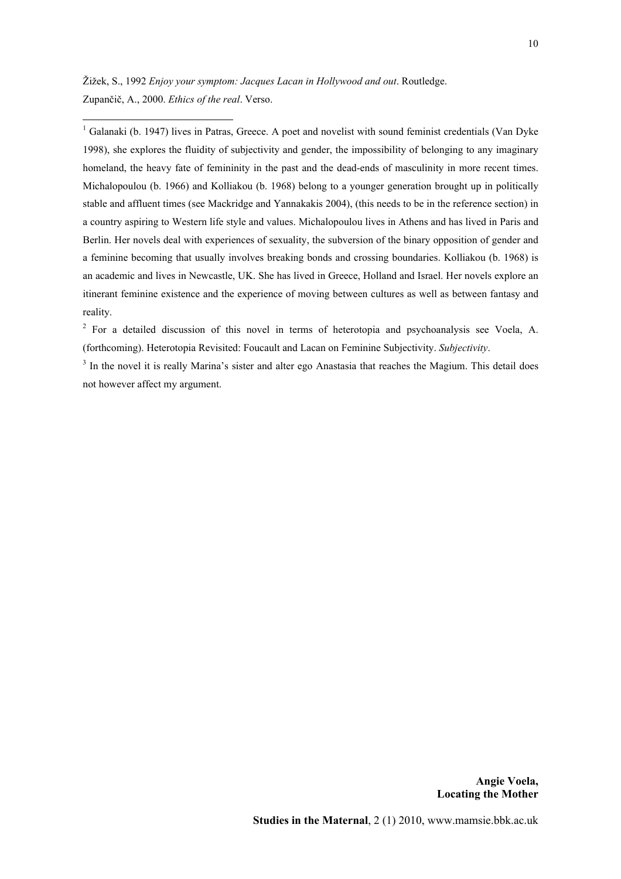Žižek, S., 1992 *Enjoy your symptom: Jacques Lacan in Hollywood and out*. Routledge.

Zupančič, A., 2000. *Ethics of the real*. Verso.

---

[1] Galanaki (b. 1947) lives in Patras, Greece. A poet and novelist with sound feminist credentials (Van Dyke 1998), she explores the fluidity of subjectivity and gender, the impossibility of belonging to any imaginary homeland, the heavy fate of femininity in the past and the dead-ends of masculinity in more recent times. Michalopoulou (b. 1966) and Kolliakou (b. 1968) belong to a younger generation brought up in politically stable and affluent times (see Mackridge and Yannakakis 2004), (this needs to be in the reference section) in a country aspiring to Western life style and values. Michalopoulou lives in Athens and has lived in Paris and Berlin. Her novels deal with experiences of sexuality, the subversion of the binary opposition of gender and a feminine becoming that usually involves breaking bonds and crossing boundaries. Kolliakou (b. 1968) is an academic and lives in Newcastle, UK. She has lived in Greece, Holland and Israel. Her novels explore an itinerant feminine existence and the experience of moving between cultures as well as between fantasy and reality.

[2] For a detailed discussion of this novel in terms of heterotopia and psychoanalysis see Voela, A. (forthcoming). Heterotopia Revisited: Foucault and Lacan on Feminine Subjectivity. *Subjectivity*.

[3] In the novel it is really Marina's sister and alter ego Anastasia that reaches the Magium. This detail does not however affect my argument.